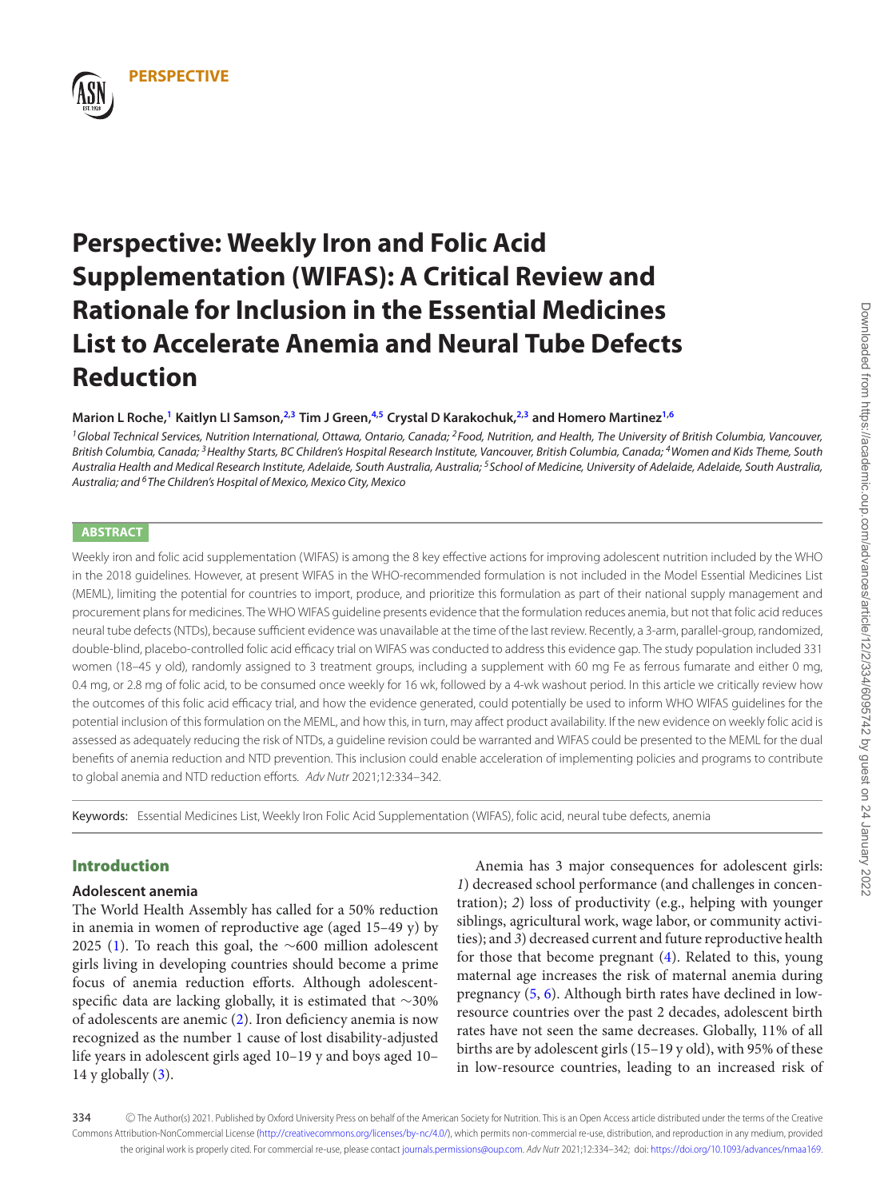PERSPECTIVE

# Perspective: Weekly Iron and Folic Acid Supplementation (WIFAS): A Critical Review and Rationale for Inclusion in the Essential Medicines List to Accelerate Anemia and Neural Tube Defects Reduction

**Marion L Roche,[1] Kaitlyn LI Samson,[2,3] Tim J Green,[4,5] Crystal D Karakochuk,[2,3] and Homero Martinez[1,6]**

*[1]Global Technical Services, Nutrition International, Ottawa, Ontario, Canada; [2]Food, Nutrition, and Health, The University of British Columbia, Vancouver, British Columbia, Canada; [3]Healthy Starts, BC Children's Hospital Research Institute, Vancouver, British Columbia, Canada; [4]Women and Kids Theme, South Australia Health and Medical Research Institute, Adelaide, South Australia, Australia; [5]School of Medicine, University of Adelaide, Adelaide, South Australia, Australia; and [6]The Children's Hospital of Mexico, Mexico City, Mexico*

## ABSTRACT

Weekly iron and folic acid supplementation (WIFAS) is among the 8 key effective actions for improving adolescent nutrition included by the WHO in the 2018 guidelines. However, at present WIFAS in the WHO-recommended formulation is not included in the Model Essential Medicines List (MEML), limiting the potential for countries to import, produce, and prioritize this formulation as part of their national supply management and procurement plans for medicines. The WHO WIFAS guideline presents evidence that the formulation reduces anemia, but not that folic acid reduces neural tube defects (NTDs), because sufficient evidence was unavailable at the time of the last review. Recently, a 3-arm, parallel-group, randomized, double-blind, placebo-controlled folic acid efficacy trial on WIFAS was conducted to address this evidence gap. The study population included 331 women (18–45 y old), randomly assigned to 3 treatment groups, including a supplement with 60 mg Fe as ferrous fumarate and either 0 mg, 0.4 mg, or 2.8 mg of folic acid, to be consumed once weekly for 16 wk, followed by a 4-wk washout period. In this article we critically review how the outcomes of this folic acid efficacy trial, and how the evidence generated, could potentially be used to inform WHO WIFAS guidelines for the potential inclusion of this formulation on the MEML, and how this, in turn, may affect product availability. If the new evidence on weekly folic acid is assessed as adequately reducing the risk of NTDs, a guideline revision could be warranted and WIFAS could be presented to the MEML for the dual benefits of anemia reduction and NTD prevention. This inclusion could enable acceleration of implementing policies and programs to contribute to global anemia and NTD reduction efforts. *Adv Nutr* 2021;12:334–342.

Keywords: Essential Medicines List, Weekly Iron Folic Acid Supplementation (WIFAS), folic acid, neural tube defects, anemia

## Introduction

### Adolescent anemia

The World Health Assembly has called for a 50% reduction in anemia in women of reproductive age (aged 15–49 y) by 2025 (1). To reach this goal, the ∼600 million adolescent girls living in developing countries should become a prime focus of anemia reduction efforts. Although adolescent-specific data are lacking globally, it is estimated that ∼30% of adolescents are anemic (2). Iron deficiency anemia is now recognized as the number 1 cause of lost disability-adjusted life years in adolescent girls aged 10–19 y and boys aged 10–14 y globally (3).

Anemia has 3 major consequences for adolescent girls: *1*) decreased school performance (and challenges in concentration); *2*) loss of productivity (e.g., helping with younger siblings, agricultural work, wage labor, or community activities); and *3*) decreased current and future reproductive health for those that become pregnant (4). Related to this, young maternal age increases the risk of maternal anemia during pregnancy (5, 6). Although birth rates have declined in low-resource countries over the past 2 decades, adolescent birth rates have not seen the same decreases. Globally, 11% of all births are by adolescent girls (15–19 y old), with 95% of these in low-resource countries, leading to an increased risk of

© The Author(s) 2021. Published by Oxford University Press on behalf of the American Society for Nutrition. This is an Open Access article distributed under the terms of the Creative Commons Attribution-NonCommercial License (http://creativecommons.org/licenses/by-nc/4.0/), which permits non-commercial re-use, distribution, and reproduction in any medium, provided the original work is properly cited. For commercial re-use, please contact journals.permissions@oup.com. *Adv Nutr* 2021;12:334–342; doi: https://doi.org/10.1093/advances/nmaa169.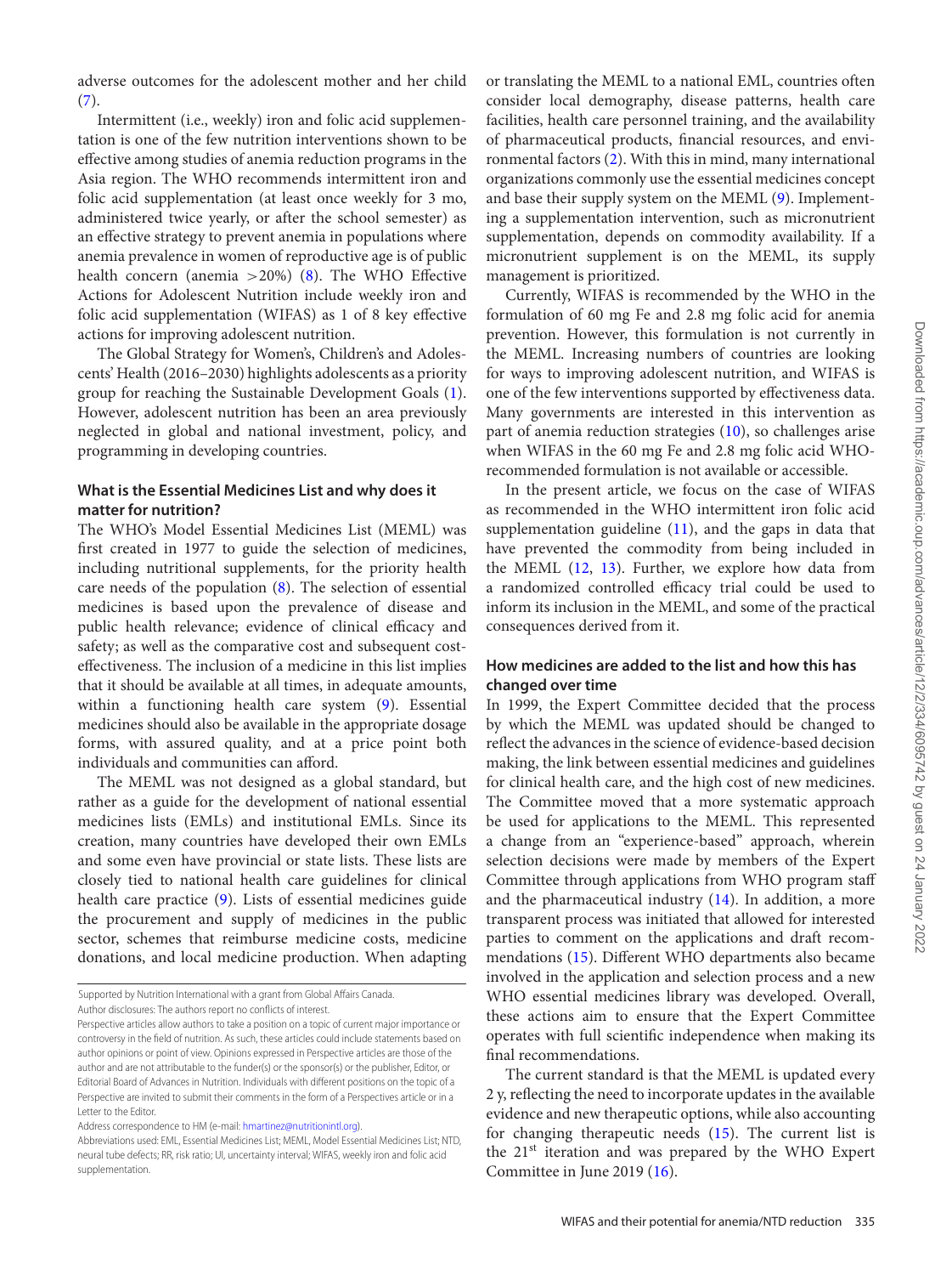adverse outcomes for the adolescent mother and her child (7).

Intermittent (i.e., weekly) iron and folic acid supplementation is one of the few nutrition interventions shown to be effective among studies of anemia reduction programs in the Asia region. The WHO recommends intermittent iron and folic acid supplementation (at least once weekly for 3 mo, administered twice yearly, or after the school semester) as an effective strategy to prevent anemia in populations where anemia prevalence in women of reproductive age is of public health concern (anemia >20%) (8). The WHO Effective Actions for Adolescent Nutrition include weekly iron and folic acid supplementation (WIFAS) as 1 of 8 key effective actions for improving adolescent nutrition.

The Global Strategy for Women's, Children's and Adolescents' Health (2016–2030) highlights adolescents as a priority group for reaching the Sustainable Development Goals (1). However, adolescent nutrition has been an area previously neglected in global and national investment, policy, and programming in developing countries.

## What is the Essential Medicines List and why does it matter for nutrition?

The WHO's Model Essential Medicines List (MEML) was first created in 1977 to guide the selection of medicines, including nutritional supplements, for the priority health care needs of the population (8). The selection of essential medicines is based upon the prevalence of disease and public health relevance; evidence of clinical efficacy and safety; as well as the comparative cost and subsequent cost-effectiveness. The inclusion of a medicine in this list implies that it should be available at all times, in adequate amounts, within a functioning health care system (9). Essential medicines should also be available in the appropriate dosage forms, with assured quality, and at a price point both individuals and communities can afford.

The MEML was not designed as a global standard, but rather as a guide for the development of national essential medicines lists (EMLs) and institutional EMLs. Since its creation, many countries have developed their own EMLs and some even have provincial or state lists. These lists are closely tied to national health care guidelines for clinical health care practice (9). Lists of essential medicines guide the procurement and supply of medicines in the public sector, schemes that reimburse medicine costs, medicine donations, and local medicine production. When adapting or translating the MEML to a national EML, countries often consider local demography, disease patterns, health care facilities, health care personnel training, and the availability of pharmaceutical products, financial resources, and environmental factors (2). With this in mind, many international organizations commonly use the essential medicines concept and base their supply system on the MEML (9). Implementing a supplementation intervention, such as micronutrient supplementation, depends on commodity availability. If a micronutrient supplement is on the MEML, its supply management is prioritized.

Currently, WIFAS is recommended by the WHO in the formulation of 60 mg Fe and 2.8 mg folic acid for anemia prevention. However, this formulation is not currently in the MEML. Increasing numbers of countries are looking for ways to improving adolescent nutrition, and WIFAS is one of the few interventions supported by effectiveness data. Many governments are interested in this intervention as part of anemia reduction strategies (10), so challenges arise when WIFAS in the 60 mg Fe and 2.8 mg folic acid WHO-recommended formulation is not available or accessible.

In the present article, we focus on the case of WIFAS as recommended in the WHO intermittent iron folic acid supplementation guideline (11), and the gaps in data that have prevented the commodity from being included in the MEML (12, 13). Further, we explore how data from a randomized controlled efficacy trial could be used to inform its inclusion in the MEML, and some of the practical consequences derived from it.

## How medicines are added to the list and how this has changed over time

In 1999, the Expert Committee decided that the process by which the MEML was updated should be changed to reflect the advances in the science of evidence-based decision making, the link between essential medicines and guidelines for clinical health care, and the high cost of new medicines. The Committee moved that a more systematic approach be used for applications to the MEML. This represented a change from an "experience-based" approach, wherein selection decisions were made by members of the Expert Committee through applications from WHO program staff and the pharmaceutical industry (14). In addition, a more transparent process was initiated that allowed for interested parties to comment on the applications and draft recommendations (15). Different WHO departments also became involved in the application and selection process and a new WHO essential medicines library was developed. Overall, these actions aim to ensure that the Expert Committee operates with full scientific independence when making its final recommendations.

The current standard is that the MEML is updated every 2 y, reflecting the need to incorporate updates in the available evidence and new therapeutic options, while also accounting for changing therapeutic needs (15). The current list is the 21st iteration and was prepared by the WHO Expert Committee in June 2019 (16).

---

Supported by Nutrition International with a grant from Global Affairs Canada.

Author disclosures: The authors report no conflicts of interest.

Perspective articles allow authors to take a position on a topic of current major importance or controversy in the field of nutrition. As such, these articles could include statements based on author opinions or point of view. Opinions expressed in Perspective articles are those of the author and are not attributable to the funder(s) or the sponsor(s) or the publisher, Editor, or Editorial Board of Advances in Nutrition. Individuals with different positions on the topic of a Perspective are invited to submit their comments in the form of a Perspectives article or in a Letter to the Editor.

Address correspondence to HM (e-mail: hmartinez@nutritionintl.org).

Abbreviations used: EML, Essential Medicines List; MEML, Model Essential Medicines List; NTD, neural tube defects; RR, risk ratio; UI, uncertainty interval; WIFAS, weekly iron and folic acid supplementation.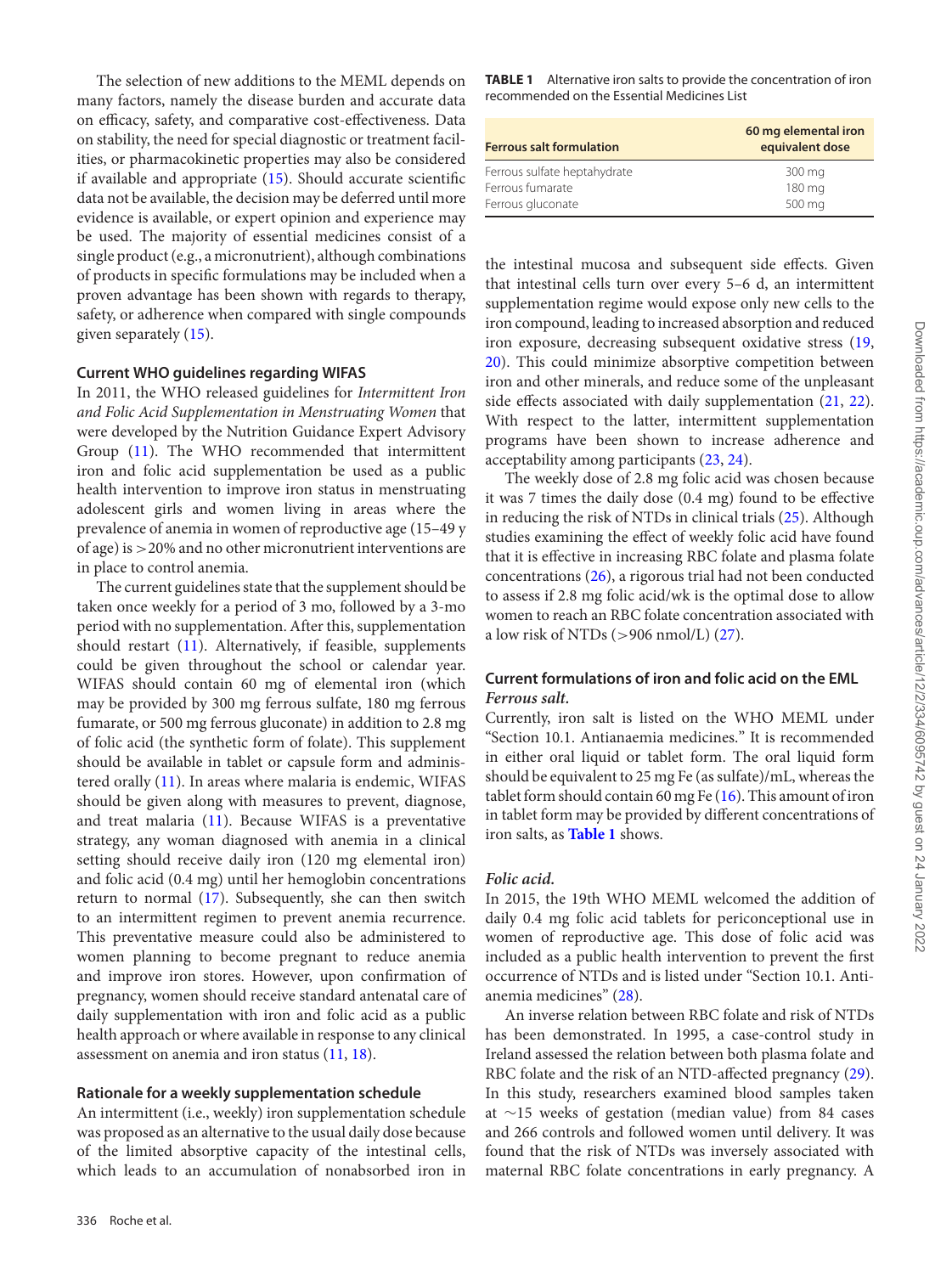The selection of new additions to the MEML depends on many factors, namely the disease burden and accurate data on efficacy, safety, and comparative cost-effectiveness. Data on stability, the need for special diagnostic or treatment facilities, or pharmacokinetic properties may also be considered if available and appropriate (15). Should accurate scientific data not be available, the decision may be deferred until more evidence is available, or expert opinion and experience may be used. The majority of essential medicines consist of a single product (e.g., a micronutrient), although combinations of products in specific formulations may be included when a proven advantage has been shown with regards to therapy, safety, or adherence when compared with single compounds given separately (15).

### Current WHO guidelines regarding WIFAS

In 2011, the WHO released guidelines for *Intermittent Iron and Folic Acid Supplementation in Menstruating Women* that were developed by the Nutrition Guidance Expert Advisory Group (11). The WHO recommended that intermittent iron and folic acid supplementation be used as a public health intervention to improve iron status in menstruating adolescent girls and women living in areas where the prevalence of anemia in women of reproductive age (15–49 y of age) is >20% and no other micronutrient interventions are in place to control anemia.

The current guidelines state that the supplement should be taken once weekly for a period of 3 mo, followed by a 3-mo period with no supplementation. After this, supplementation should restart (11). Alternatively, if feasible, supplements could be given throughout the school or calendar year. WIFAS should contain 60 mg of elemental iron (which may be provided by 300 mg ferrous sulfate, 180 mg ferrous fumarate, or 500 mg ferrous gluconate) in addition to 2.8 mg of folic acid (the synthetic form of folate). This supplement should be available in tablet or capsule form and administered orally (11). In areas where malaria is endemic, WIFAS should be given along with measures to prevent, diagnose, and treat malaria (11). Because WIFAS is a preventative strategy, any woman diagnosed with anemia in a clinical setting should receive daily iron (120 mg elemental iron) and folic acid (0.4 mg) until her hemoglobin concentrations return to normal (17). Subsequently, she can then switch to an intermittent regimen to prevent anemia recurrence. This preventative measure could also be administered to women planning to become pregnant to reduce anemia and improve iron stores. However, upon confirmation of pregnancy, women should receive standard antenatal care of daily supplementation with iron and folic acid as a public health approach or where available in response to any clinical assessment on anemia and iron status (11, 18).

### Rationale for a weekly supplementation schedule

An intermittent (i.e., weekly) iron supplementation schedule was proposed as an alternative to the usual daily dose because of the limited absorptive capacity of the intestinal cells, which leads to an accumulation of nonabsorbed iron in the intestinal mucosa and subsequent side effects. Given that intestinal cells turn over every 5–6 d, an intermittent supplementation regime would expose only new cells to the iron compound, leading to increased absorption and reduced iron exposure, decreasing subsequent oxidative stress (19, 20). This could minimize absorptive competition between iron and other minerals, and reduce some of the unpleasant side effects associated with daily supplementation (21, 22). With respect to the latter, intermittent supplementation programs have been shown to increase adherence and acceptability among participants (23, 24).

The weekly dose of 2.8 mg folic acid was chosen because it was 7 times the daily dose (0.4 mg) found to be effective in reducing the risk of NTDs in clinical trials (25). Although studies examining the effect of weekly folic acid have found that it is effective in increasing RBC folate and plasma folate concentrations (26), a rigorous trial had not been conducted to assess if 2.8 mg folic acid/wk is the optimal dose to allow women to reach an RBC folate concentration associated with a low risk of NTDs (>906 nmol/L) (27).

### Current formulations of iron and folic acid on the EML

#### *Ferrous salt.*

Currently, iron salt is listed on the WHO MEML under "Section 10.1. Antianaemia medicines." It is recommended in either oral liquid or tablet form. The oral liquid form should be equivalent to 25 mg Fe (as sulfate)/mL, whereas the tablet form should contain 60 mg Fe (16). This amount of iron in tablet form may be provided by different concentrations of iron salts, as **Table 1** shows.

**TABLE 1** Alternative iron salts to provide the concentration of iron recommended on the Essential Medicines List

| Ferrous salt formulation | 60 mg elemental iron equivalent dose |
|---|---|
| Ferrous sulfate heptahydrate | 300 mg |
| Ferrous fumarate | 180 mg |
| Ferrous gluconate | 500 mg |

#### *Folic acid.*

In 2015, the 19th WHO MEML welcomed the addition of daily 0.4 mg folic acid tablets for periconceptional use in women of reproductive age. This dose of folic acid was included as a public health intervention to prevent the first occurrence of NTDs and is listed under "Section 10.1. Antianemia medicines" (28).

An inverse relation between RBC folate and risk of NTDs has been demonstrated. In 1995, a case-control study in Ireland assessed the relation between both plasma folate and RBC folate and the risk of an NTD-affected pregnancy (29). In this study, researchers examined blood samples taken at ∼15 weeks of gestation (median value) from 84 cases and 266 controls and followed women until delivery. It was found that the risk of NTDs was inversely associated with maternal RBC folate concentrations in early pregnancy. A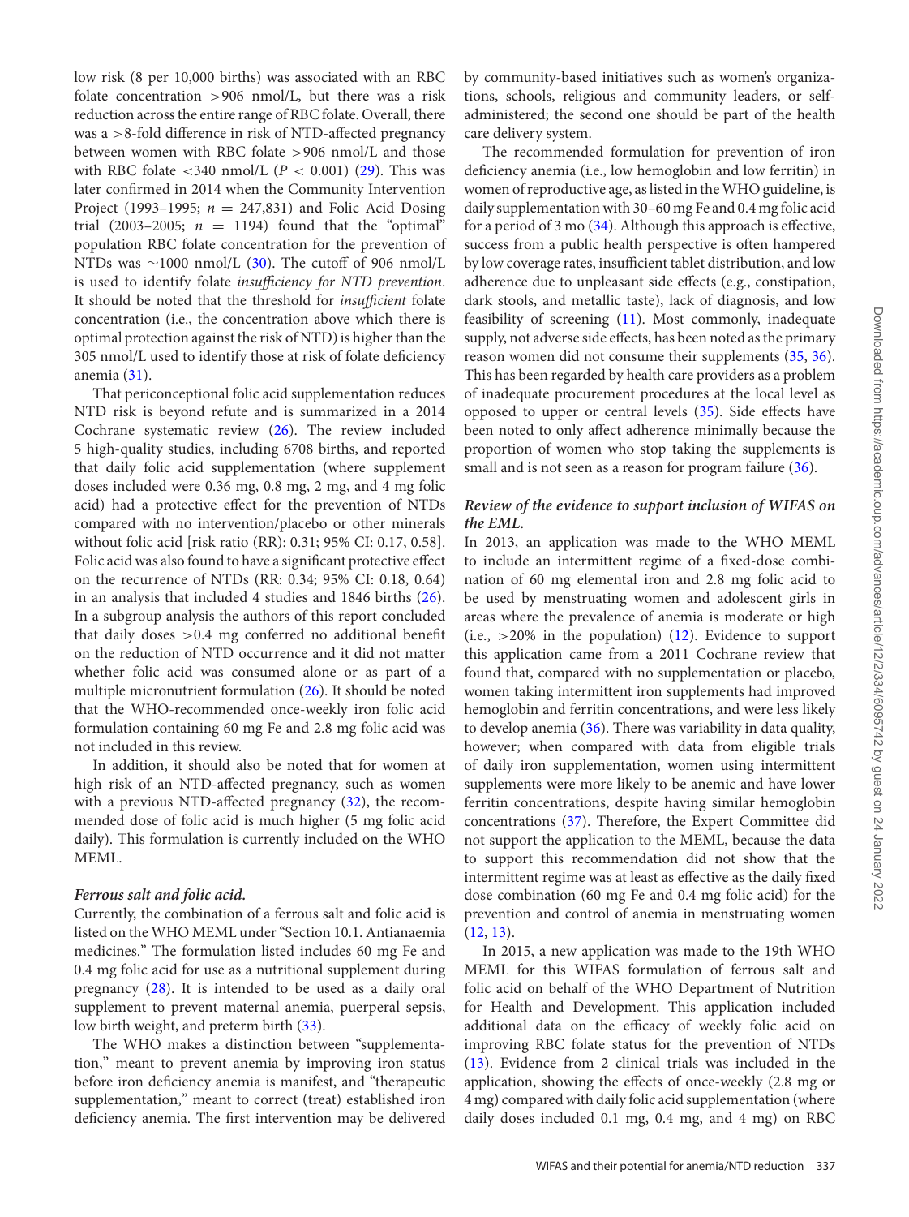low risk (8 per 10,000 births) was associated with an RBC folate concentration >906 nmol/L, but there was a risk reduction across the entire range of RBC folate. Overall, there was a >8-fold difference in risk of NTD-affected pregnancy between women with RBC folate >906 nmol/L and those with RBC folate <340 nmol/L ($P < 0.001$) (29). This was later confirmed in 2014 when the Community Intervention Project (1993–1995; $n = 247,831$) and Folic Acid Dosing trial (2003–2005; $n = 1194$) found that the "optimal" population RBC folate concentration for the prevention of NTDs was ∼1000 nmol/L (30). The cutoff of 906 nmol/L is used to identify folate *insufficiency for NTD prevention*. It should be noted that the threshold for *insufficient* folate concentration (i.e., the concentration above which there is optimal protection against the risk of NTD) is higher than the 305 nmol/L used to identify those at risk of folate deficiency anemia (31).

That periconceptional folic acid supplementation reduces NTD risk is beyond refute and is summarized in a 2014 Cochrane systematic review (26). The review included 5 high-quality studies, including 6708 births, and reported that daily folic acid supplementation (where supplement doses included were 0.36 mg, 0.8 mg, 2 mg, and 4 mg folic acid) had a protective effect for the prevention of NTDs compared with no intervention/placebo or other minerals without folic acid [risk ratio (RR): 0.31; 95% CI: 0.17, 0.58]. Folic acid was also found to have a significant protective effect on the recurrence of NTDs (RR: 0.34; 95% CI: 0.18, 0.64) in an analysis that included 4 studies and 1846 births (26). In a subgroup analysis the authors of this report concluded that daily doses >0.4 mg conferred no additional benefit on the reduction of NTD occurrence and it did not matter whether folic acid was consumed alone or as part of a multiple micronutrient formulation (26). It should be noted that the WHO-recommended once-weekly iron folic acid formulation containing 60 mg Fe and 2.8 mg folic acid was not included in this review.

In addition, it should also be noted that for women at high risk of an NTD-affected pregnancy, such as women with a previous NTD-affected pregnancy (32), the recommended dose of folic acid is much higher (5 mg folic acid daily). This formulation is currently included on the WHO MEML.

#### *Ferrous salt and folic acid.*

Currently, the combination of a ferrous salt and folic acid is listed on the WHO MEML under "Section 10.1. Antianaemia medicines." The formulation listed includes 60 mg Fe and 0.4 mg folic acid for use as a nutritional supplement during pregnancy (28). It is intended to be used as a daily oral supplement to prevent maternal anemia, puerperal sepsis, low birth weight, and preterm birth (33).

The WHO makes a distinction between "supplementation," meant to prevent anemia by improving iron status before iron deficiency anemia is manifest, and "therapeutic supplementation," meant to correct (treat) established iron deficiency anemia. The first intervention may be delivered by community-based initiatives such as women's organizations, schools, religious and community leaders, or self-administered; the second one should be part of the health care delivery system.

The recommended formulation for prevention of iron deficiency anemia (i.e., low hemoglobin and low ferritin) in women of reproductive age, as listed in the WHO guideline, is daily supplementation with 30–60 mg Fe and 0.4 mg folic acid for a period of 3 mo (34). Although this approach is effective, success from a public health perspective is often hampered by low coverage rates, insufficient tablet distribution, and low adherence due to unpleasant side effects (e.g., constipation, dark stools, and metallic taste), lack of diagnosis, and low feasibility of screening (11). Most commonly, inadequate supply, not adverse side effects, has been noted as the primary reason women did not consume their supplements (35, 36). This has been regarded by health care providers as a problem of inadequate procurement procedures at the local level as opposed to upper or central levels (35). Side effects have been noted to only affect adherence minimally because the proportion of women who stop taking the supplements is small and is not seen as a reason for program failure (36).

#### *Review of the evidence to support inclusion of WIFAS on the EML.*

In 2013, an application was made to the WHO MEML to include an intermittent regime of a fixed-dose combination of 60 mg elemental iron and 2.8 mg folic acid to be used by menstruating women and adolescent girls in areas where the prevalence of anemia is moderate or high (i.e., >20% in the population) (12). Evidence to support this application came from a 2011 Cochrane review that found that, compared with no supplementation or placebo, women taking intermittent iron supplements had improved hemoglobin and ferritin concentrations, and were less likely to develop anemia (36). There was variability in data quality, however; when compared with data from eligible trials of daily iron supplementation, women using intermittent supplements were more likely to be anemic and have lower ferritin concentrations, despite having similar hemoglobin concentrations (37). Therefore, the Expert Committee did not support the application to the MEML, because the data to support this recommendation did not show that the intermittent regime was at least as effective as the daily fixed dose combination (60 mg Fe and 0.4 mg folic acid) for the prevention and control of anemia in menstruating women (12, 13).

In 2015, a new application was made to the 19th WHO MEML for this WIFAS formulation of ferrous salt and folic acid on behalf of the WHO Department of Nutrition for Health and Development. This application included additional data on the efficacy of weekly folic acid on improving RBC folate status for the prevention of NTDs (13). Evidence from 2 clinical trials was included in the application, showing the effects of once-weekly (2.8 mg or 4 mg) compared with daily folic acid supplementation (where daily doses included 0.1 mg, 0.4 mg, and 4 mg) on RBC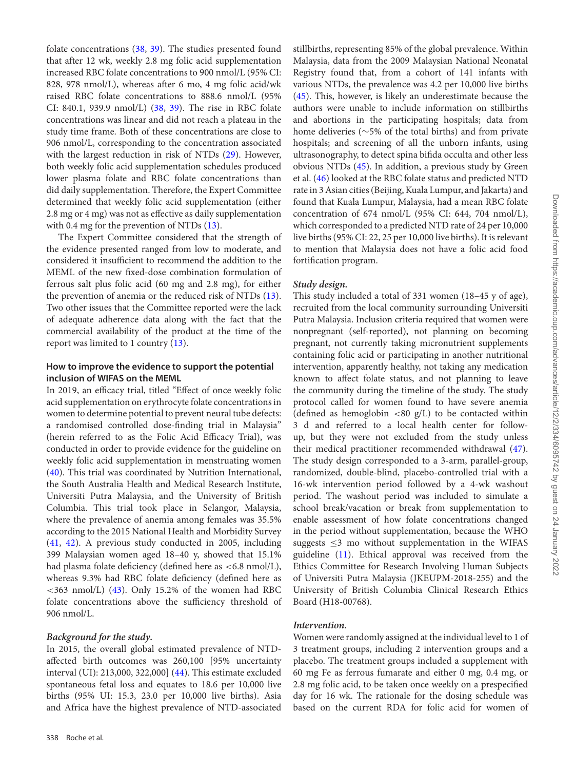folate concentrations (38, 39). The studies presented found that after 12 wk, weekly 2.8 mg folic acid supplementation increased RBC folate concentrations to 900 nmol/L (95% CI: 828, 978 nmol/L), whereas after 6 mo, 4 mg folic acid/wk raised RBC folate concentrations to 888.6 nmol/L (95% CI: 840.1, 939.9 nmol/L) (38, 39). The rise in RBC folate concentrations was linear and did not reach a plateau in the study time frame. Both of these concentrations are close to 906 nmol/L, corresponding to the concentration associated with the largest reduction in risk of NTDs (29). However, both weekly folic acid supplementation schedules produced lower plasma folate and RBC folate concentrations than did daily supplementation. Therefore, the Expert Committee determined that weekly folic acid supplementation (either 2.8 mg or 4 mg) was not as effective as daily supplementation with 0.4 mg for the prevention of NTDs (13).

The Expert Committee considered that the strength of the evidence presented ranged from low to moderate, and considered it insufficient to recommend the addition to the MEML of the new fixed-dose combination formulation of ferrous salt plus folic acid (60 mg and 2.8 mg), for either the prevention of anemia or the reduced risk of NTDs (13). Two other issues that the Committee reported were the lack of adequate adherence data along with the fact that the commercial availability of the product at the time of the report was limited to 1 country (13).

### How to improve the evidence to support the potential inclusion of WIFAS on the MEML

In 2019, an efficacy trial, titled "Effect of once weekly folic acid supplementation on erythrocyte folate concentrations in women to determine potential to prevent neural tube defects: a randomised controlled dose-finding trial in Malaysia" (herein referred to as the Folic Acid Efficacy Trial), was conducted in order to provide evidence for the guideline on weekly folic acid supplementation in menstruating women (40). This trial was coordinated by Nutrition International, the South Australia Health and Medical Research Institute, Universiti Putra Malaysia, and the University of British Columbia. This trial took place in Selangor, Malaysia, where the prevalence of anemia among females was 35.5% according to the 2015 National Health and Morbidity Survey (41, 42). A previous study conducted in 2005, including 399 Malaysian women aged 18–40 y, showed that 15.1% had plasma folate deficiency (defined here as <6.8 nmol/L), whereas 9.3% had RBC folate deficiency (defined here as <363 nmol/L) (43). Only 15.2% of the women had RBC folate concentrations above the sufficiency threshold of 906 nmol/L.

#### *Background for the study.*

In 2015, the overall global estimated prevalence of NTD-affected birth outcomes was 260,100 [95% uncertainty interval (UI): 213,000, 322,000] (44). This estimate excluded spontaneous fetal loss and equates to 18.6 per 10,000 live births (95% UI: 15.3, 23.0 per 10,000 live births). Asia and Africa have the highest prevalence of NTD-associated stillbirths, representing 85% of the global prevalence. Within Malaysia, data from the 2009 Malaysian National Neonatal Registry found that, from a cohort of 141 infants with various NTDs, the prevalence was 4.2 per 10,000 live births (45). This, however, is likely an underestimate because the authors were unable to include information on stillbirths and abortions in the participating hospitals; data from home deliveries (∼5% of the total births) and from private hospitals; and screening of all the unborn infants, using ultrasonography, to detect spina bifida occulta and other less obvious NTDs (45). In addition, a previous study by Green et al. (46) looked at the RBC folate status and predicted NTD rate in 3 Asian cities (Beijing, Kuala Lumpur, and Jakarta) and found that Kuala Lumpur, Malaysia, had a mean RBC folate concentration of 674 nmol/L (95% CI: 644, 704 nmol/L), which corresponded to a predicted NTD rate of 24 per 10,000 live births (95% CI: 22, 25 per 10,000 live births). It is relevant to mention that Malaysia does not have a folic acid food fortification program.

#### *Study design.*

This study included a total of 331 women (18–45 y of age), recruited from the local community surrounding Universiti Putra Malaysia. Inclusion criteria required that women were nonpregnant (self-reported), not planning on becoming pregnant, not currently taking micronutrient supplements containing folic acid or participating in another nutritional intervention, apparently healthy, not taking any medication known to affect folate status, and not planning to leave the community during the timeline of the study. The study protocol called for women found to have severe anemia (defined as hemoglobin <80 g/L) to be contacted within 3 d and referred to a local health center for follow-up, but they were not excluded from the study unless their medical practitioner recommended withdrawal (47). The study design corresponded to a 3-arm, parallel-group, randomized, double-blind, placebo-controlled trial with a 16-wk intervention period followed by a 4-wk washout period. The washout period was included to simulate a school break/vacation or break from supplementation to enable assessment of how folate concentrations changed in the period without supplementation, because the WHO suggests ≤3 mo without supplementation in the WIFAS guideline (11). Ethical approval was received from the Ethics Committee for Research Involving Human Subjects of Universiti Putra Malaysia (JKEUPM-2018-255) and the University of British Columbia Clinical Research Ethics Board (H18-00768).

#### *Intervention.*

Women were randomly assigned at the individual level to 1 of 3 treatment groups, including 2 intervention groups and a placebo. The treatment groups included a supplement with 60 mg Fe as ferrous fumarate and either 0 mg, 0.4 mg, or 2.8 mg folic acid, to be taken once weekly on a prespecified day for 16 wk. The rationale for the dosing schedule was based on the current RDA for folic acid for women of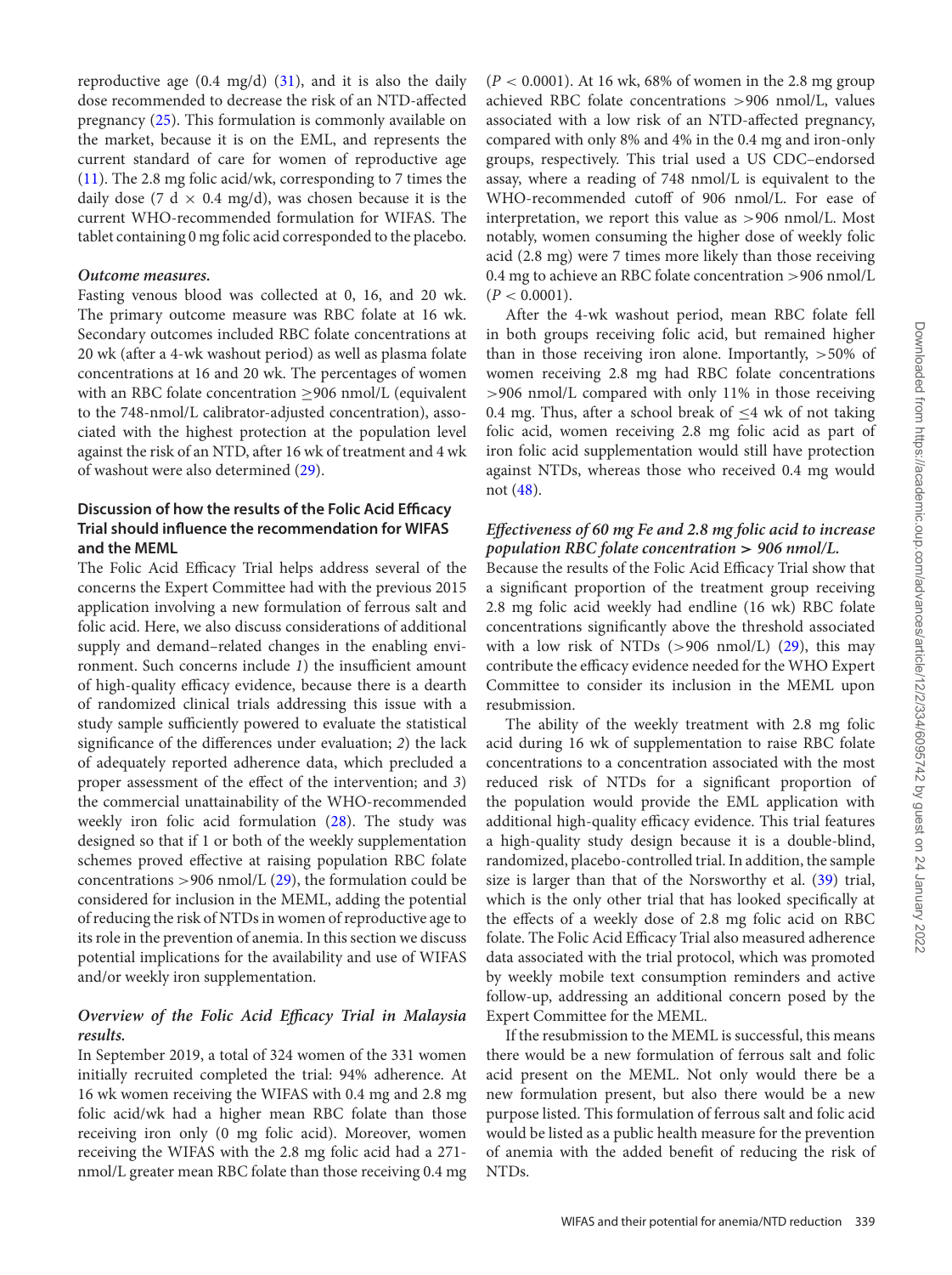reproductive age (0.4 mg/d) (31), and it is also the daily dose recommended to decrease the risk of an NTD-affected pregnancy (25). This formulation is commonly available on the market, because it is on the EML, and represents the current standard of care for women of reproductive age (11). The 2.8 mg folic acid/wk, corresponding to 7 times the daily dose (7 d × 0.4 mg/d), was chosen because it is the current WHO-recommended formulation for WIFAS. The tablet containing 0 mg folic acid corresponded to the placebo.

***Outcome measures.***

Fasting venous blood was collected at 0, 16, and 20 wk. The primary outcome measure was RBC folate at 16 wk. Secondary outcomes included RBC folate concentrations at 20 wk (after a 4-wk washout period) as well as plasma folate concentrations at 16 and 20 wk. The percentages of women with an RBC folate concentration ≥906 nmol/L (equivalent to the 748-nmol/L calibrator-adjusted concentration), associated with the highest protection at the population level against the risk of an NTD, after 16 wk of treatment and 4 wk of washout were also determined (29).

### Discussion of how the results of the Folic Acid Efficacy Trial should influence the recommendation for WIFAS and the MEML

The Folic Acid Efficacy Trial helps address several of the concerns the Expert Committee had with the previous 2015 application involving a new formulation of ferrous salt and folic acid. Here, we also discuss considerations of additional supply and demand–related changes in the enabling environment. Such concerns include *1*) the insufficient amount of high-quality efficacy evidence, because there is a dearth of randomized clinical trials addressing this issue with a study sample sufficiently powered to evaluate the statistical significance of the differences under evaluation; *2*) the lack of adequately reported adherence data, which precluded a proper assessment of the effect of the intervention; and *3*) the commercial unattainability of the WHO-recommended weekly iron folic acid formulation (28). The study was designed so that if 1 or both of the weekly supplementation schemes proved effective at raising population RBC folate concentrations >906 nmol/L (29), the formulation could be considered for inclusion in the MEML, adding the potential of reducing the risk of NTDs in women of reproductive age to its role in the prevention of anemia. In this section we discuss potential implications for the availability and use of WIFAS and/or weekly iron supplementation.

***Overview of the Folic Acid Efficacy Trial in Malaysia results.***

In September 2019, a total of 324 women of the 331 women initially recruited completed the trial: 94% adherence. At 16 wk women receiving the WIFAS with 0.4 mg and 2.8 mg folic acid/wk had a higher mean RBC folate than those receiving iron only (0 mg folic acid). Moreover, women receiving the WIFAS with the 2.8 mg folic acid had a 271-nmol/L greater mean RBC folate than those receiving 0.4 mg ($P < 0.0001$). At 16 wk, 68% of women in the 2.8 mg group achieved RBC folate concentrations >906 nmol/L, values associated with a low risk of an NTD-affected pregnancy, compared with only 8% and 4% in the 0.4 mg and iron-only groups, respectively. This trial used a US CDC–endorsed assay, where a reading of 748 nmol/L is equivalent to the WHO-recommended cutoff of 906 nmol/L. For ease of interpretation, we report this value as >906 nmol/L. Most notably, women consuming the higher dose of weekly folic acid (2.8 mg) were 7 times more likely than those receiving 0.4 mg to achieve an RBC folate concentration >906 nmol/L ($P < 0.0001$).

After the 4-wk washout period, mean RBC folate fell in both groups receiving folic acid, but remained higher than in those receiving iron alone. Importantly, >50% of women receiving 2.8 mg had RBC folate concentrations >906 nmol/L compared with only 11% in those receiving 0.4 mg. Thus, after a school break of ≤4 wk of not taking folic acid, women receiving 2.8 mg folic acid as part of iron folic acid supplementation would still have protection against NTDs, whereas those who received 0.4 mg would not (48).

***Effectiveness of 60 mg Fe and 2.8 mg folic acid to increase population RBC folate concentration > 906 nmol/L.***

Because the results of the Folic Acid Efficacy Trial show that a significant proportion of the treatment group receiving 2.8 mg folic acid weekly had endline (16 wk) RBC folate concentrations significantly above the threshold associated with a low risk of NTDs (>906 nmol/L) (29), this may contribute the efficacy evidence needed for the WHO Expert Committee to consider its inclusion in the MEML upon resubmission.

The ability of the weekly treatment with 2.8 mg folic acid during 16 wk of supplementation to raise RBC folate concentrations to a concentration associated with the most reduced risk of NTDs for a significant proportion of the population would provide the EML application with additional high-quality efficacy evidence. This trial features a high-quality study design because it is a double-blind, randomized, placebo-controlled trial. In addition, the sample size is larger than that of the Norsworthy et al. (39) trial, which is the only other trial that has looked specifically at the effects of a weekly dose of 2.8 mg folic acid on RBC folate. The Folic Acid Efficacy Trial also measured adherence data associated with the trial protocol, which was promoted by weekly mobile text consumption reminders and active follow-up, addressing an additional concern posed by the Expert Committee for the MEML.

If the resubmission to the MEML is successful, this means there would be a new formulation of ferrous salt and folic acid present on the MEML. Not only would there be a new formulation present, but also there would be a new purpose listed. This formulation of ferrous salt and folic acid would be listed as a public health measure for the prevention of anemia with the added benefit of reducing the risk of NTDs.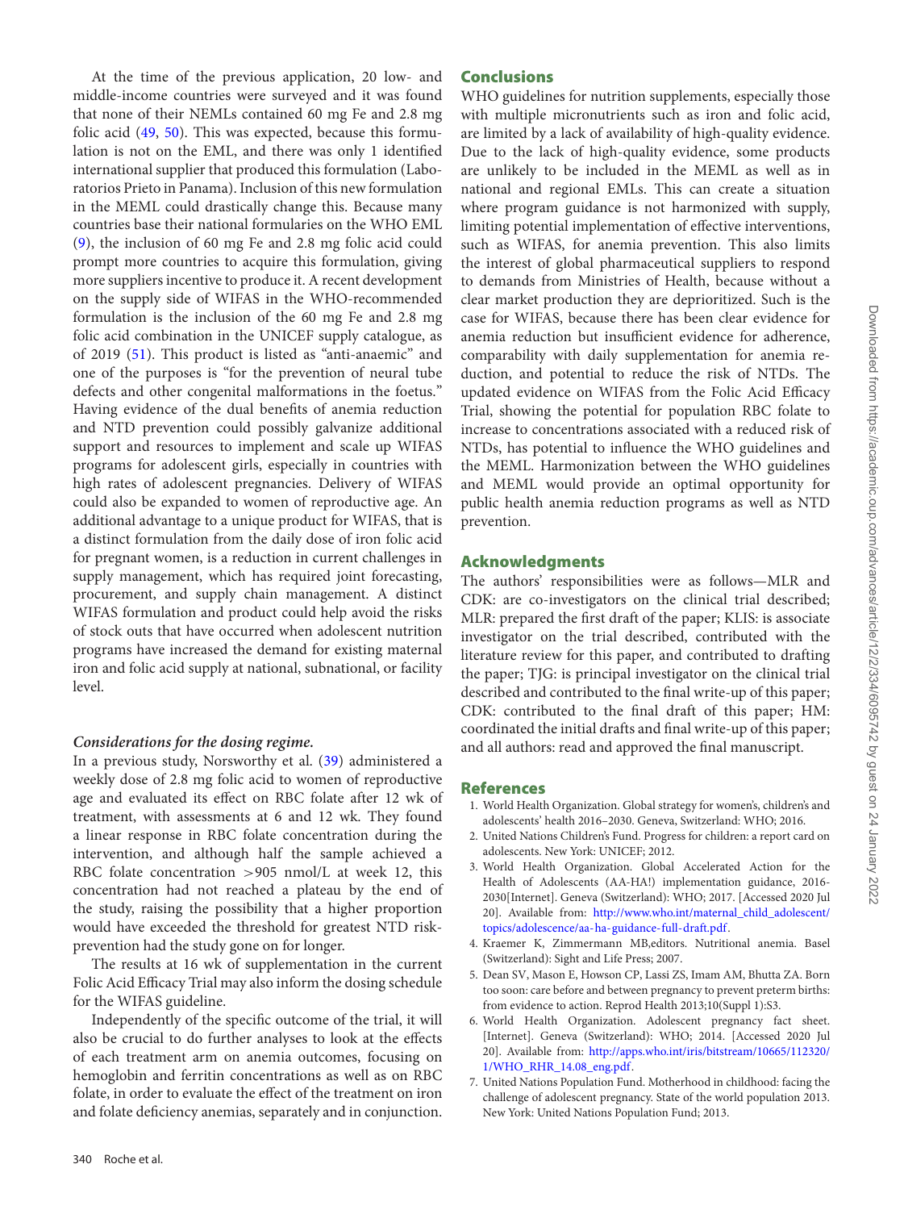At the time of the previous application, 20 low- and middle-income countries were surveyed and it was found that none of their NEMLs contained 60 mg Fe and 2.8 mg folic acid (49, 50). This was expected, because this formulation is not on the EML, and there was only 1 identified international supplier that produced this formulation (Laboratorios Prieto in Panama). Inclusion of this new formulation in the MEML could drastically change this. Because many countries base their national formularies on the WHO EML (9), the inclusion of 60 mg Fe and 2.8 mg folic acid could prompt more countries to acquire this formulation, giving more suppliers incentive to produce it. A recent development on the supply side of WIFAS in the WHO-recommended formulation is the inclusion of the 60 mg Fe and 2.8 mg folic acid combination in the UNICEF supply catalogue, as of 2019 (51). This product is listed as "anti-anaemic" and one of the purposes is "for the prevention of neural tube defects and other congenital malformations in the foetus." Having evidence of the dual benefits of anemia reduction and NTD prevention could possibly galvanize additional support and resources to implement and scale up WIFAS programs for adolescent girls, especially in countries with high rates of adolescent pregnancies. Delivery of WIFAS could also be expanded to women of reproductive age. An additional advantage to a unique product for WIFAS, that is a distinct formulation from the daily dose of iron folic acid for pregnant women, is a reduction in current challenges in supply management, which has required joint forecasting, procurement, and supply chain management. A distinct WIFAS formulation and product could help avoid the risks of stock outs that have occurred when adolescent nutrition programs have increased the demand for existing maternal iron and folic acid supply at national, subnational, or facility level.

### *Considerations for the dosing regime.*

In a previous study, Norsworthy et al. (39) administered a weekly dose of 2.8 mg folic acid to women of reproductive age and evaluated its effect on RBC folate after 12 wk of treatment, with assessments at 6 and 12 wk. They found a linear response in RBC folate concentration during the intervention, and although half the sample achieved a RBC folate concentration >905 nmol/L at week 12, this concentration had not reached a plateau by the end of the study, raising the possibility that a higher proportion would have exceeded the threshold for greatest NTD risk-prevention had the study gone on for longer.

The results at 16 wk of supplementation in the current Folic Acid Efficacy Trial may also inform the dosing schedule for the WIFAS guideline.

Independently of the specific outcome of the trial, it will also be crucial to do further analyses to look at the effects of each treatment arm on anemia outcomes, focusing on hemoglobin and ferritin concentrations as well as on RBC folate, in order to evaluate the effect of the treatment on iron and folate deficiency anemias, separately and in conjunction.

## Conclusions

WHO guidelines for nutrition supplements, especially those with multiple micronutrients such as iron and folic acid, are limited by a lack of availability of high-quality evidence. Due to the lack of high-quality evidence, some products are unlikely to be included in the MEML as well as in national and regional EMLs. This can create a situation where program guidance is not harmonized with supply, limiting potential implementation of effective interventions, such as WIFAS, for anemia prevention. This also limits the interest of global pharmaceutical suppliers to respond to demands from Ministries of Health, because without a clear market production they are deprioritized. Such is the case for WIFAS, because there has been clear evidence for anemia reduction but insufficient evidence for adherence, comparability with daily supplementation for anemia reduction, and potential to reduce the risk of NTDs. The updated evidence on WIFAS from the Folic Acid Efficacy Trial, showing the potential for population RBC folate to increase to concentrations associated with a reduced risk of NTDs, has potential to influence the WHO guidelines and the MEML. Harmonization between the WHO guidelines and MEML would provide an optimal opportunity for public health anemia reduction programs as well as NTD prevention.

## Acknowledgments

The authors' responsibilities were as follows—MLR and CDK: are co-investigators on the clinical trial described; MLR: prepared the first draft of the paper; KLIS: is associate investigator on the trial described, contributed with the literature review for this paper, and contributed to drafting the paper; TJG: is principal investigator on the clinical trial described and contributed to the final write-up of this paper; CDK: contributed to the final draft of this paper; HM: coordinated the initial drafts and final write-up of this paper; and all authors: read and approved the final manuscript.

## References

1. World Health Organization. Global strategy for women's, children's and adolescents' health 2016–2030. Geneva, Switzerland: WHO; 2016.
2. United Nations Children's Fund. Progress for children: a report card on adolescents. New York: UNICEF; 2012.
3. World Health Organization. Global Accelerated Action for the Health of Adolescents (AA-HA!) implementation guidance, 2016-2030[Internet]. Geneva (Switzerland): WHO; 2017. [Accessed 2020 Jul 20]. Available from: http://www.who.int/maternal_child_adolescent/topics/adolescence/aa-ha-guidance-full-draft.pdf.
4. Kraemer K, Zimmermann MB,editors. Nutritional anemia. Basel (Switzerland): Sight and Life Press; 2007.
5. Dean SV, Mason E, Howson CP, Lassi ZS, Imam AM, Bhutta ZA. Born too soon: care before and between pregnancy to prevent preterm births: from evidence to action. Reprod Health 2013;10(Suppl 1):S3.
6. World Health Organization. Adolescent pregnancy fact sheet. [Internet]. Geneva (Switzerland): WHO; 2014. [Accessed 2020 Jul 20]. Available from: http://apps.who.int/iris/bitstream/10665/112320/1/WHO_RHR_14.08_eng.pdf.
7. United Nations Population Fund. Motherhood in childhood: facing the challenge of adolescent pregnancy. State of the world population 2013. New York: United Nations Population Fund; 2013.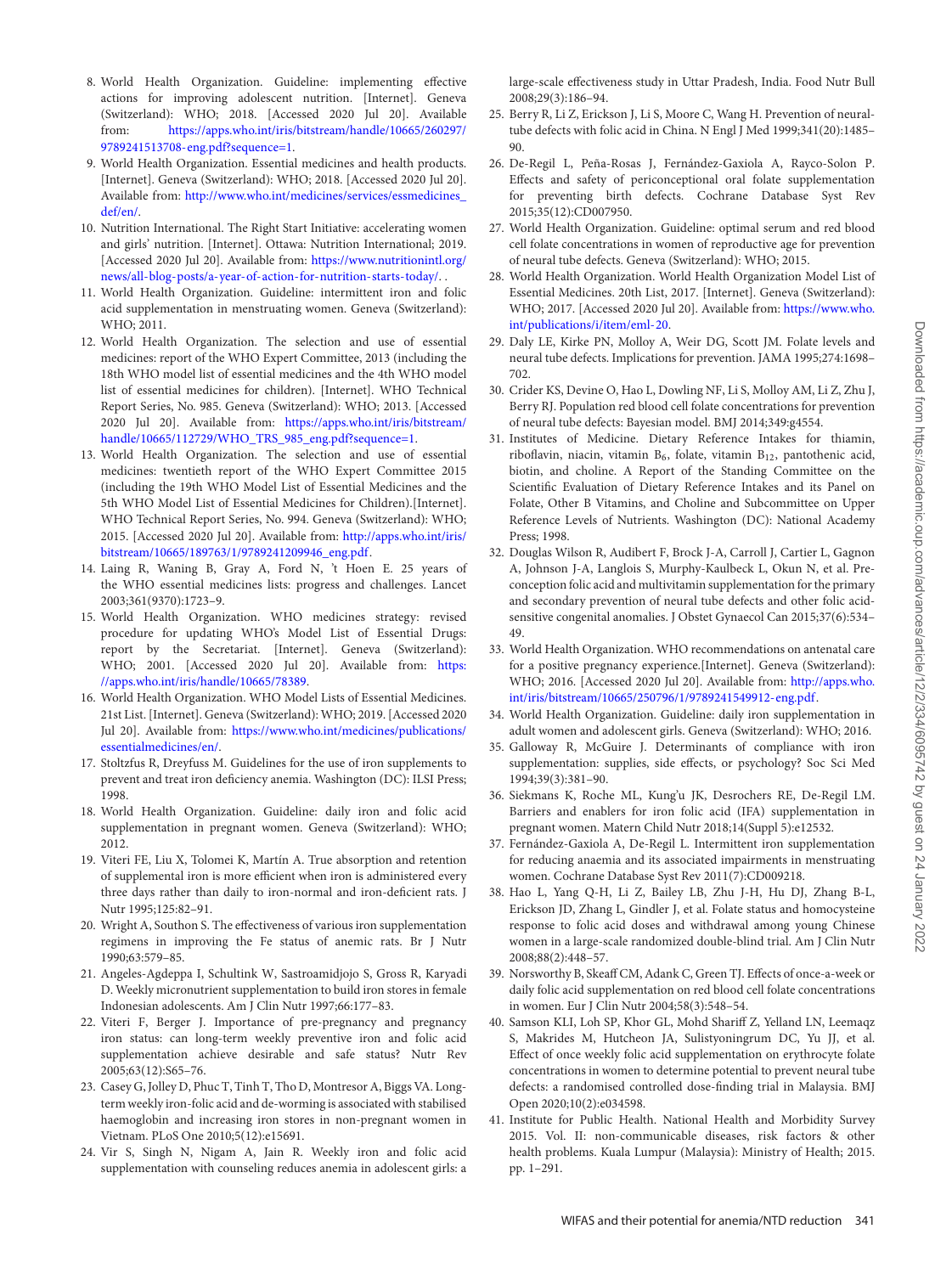8. World Health Organization. Guideline: implementing effective actions for improving adolescent nutrition. [Internet]. Geneva (Switzerland): WHO; 2018. [Accessed 2020 Jul 20]. Available from: https://apps.who.int/iris/bitstream/handle/10665/260297/9789241513708-eng.pdf?sequence=1.
9. World Health Organization. Essential medicines and health products. [Internet]. Geneva (Switzerland): WHO; 2018. [Accessed 2020 Jul 20]. Available from: http://www.who.int/medicines/services/essmedicines_def/en/.
10. Nutrition International. The Right Start Initiative: accelerating women and girls' nutrition. [Internet]. Ottawa: Nutrition International; 2019. [Accessed 2020 Jul 20]. Available from: https://www.nutritionintl.org/news/all-blog-posts/a-year-of-action-for-nutrition-starts-today/. .
11. World Health Organization. Guideline: intermittent iron and folic acid supplementation in menstruating women. Geneva (Switzerland): WHO; 2011.
12. World Health Organization. The selection and use of essential medicines: report of the WHO Expert Committee, 2013 (including the 18th WHO model list of essential medicines and the 4th WHO model list of essential medicines for children). [Internet]. WHO Technical Report Series, No. 985. Geneva (Switzerland): WHO; 2013. [Accessed 2020 Jul 20]. Available from: https://apps.who.int/iris/bitstream/handle/10665/112729/WHO_TRS_985_eng.pdf?sequence=1.
13. World Health Organization. The selection and use of essential medicines: twentieth report of the WHO Expert Committee 2015 (including the 19th WHO Model List of Essential Medicines and the 5th WHO Model List of Essential Medicines for Children).[Internet]. WHO Technical Report Series, No. 994. Geneva (Switzerland): WHO; 2015. [Accessed 2020 Jul 20]. Available from: http://apps.who.int/iris/bitstream/10665/189763/1/9789241209946_eng.pdf.
14. Laing R, Waning B, Gray A, Ford N, 't Hoen E. 25 years of the WHO essential medicines lists: progress and challenges. Lancet 2003;361(9370):1723–9.
15. World Health Organization. WHO medicines strategy: revised procedure for updating WHO's Model List of Essential Drugs: report by the Secretariat. [Internet]. Geneva (Switzerland): WHO; 2001. [Accessed 2020 Jul 20]. Available from: https://apps.who.int/iris/handle/10665/78389.
16. World Health Organization. WHO Model Lists of Essential Medicines. 21st List. [Internet]. Geneva (Switzerland): WHO; 2019. [Accessed 2020 Jul 20]. Available from: https://www.who.int/medicines/publications/essentialmedicines/en/.
17. Stoltzfus R, Dreyfuss M. Guidelines for the use of iron supplements to prevent and treat iron deficiency anemia. Washington (DC): ILSI Press; 1998.
18. World Health Organization. Guideline: daily iron and folic acid supplementation in pregnant women. Geneva (Switzerland): WHO; 2012.
19. Viteri FE, Liu X, Tolomei K, Martín A. True absorption and retention of supplemental iron is more efficient when iron is administered every three days rather than daily to iron-normal and iron-deficient rats. J Nutr 1995;125:82–91.
20. Wright A, Southon S. The effectiveness of various iron supplementation regimens in improving the Fe status of anemic rats. Br J Nutr 1990;63:579–85.
21. Angeles-Agdeppa I, Schultink W, Sastroamidjojo S, Gross R, Karyadi D. Weekly micronutrient supplementation to build iron stores in female Indonesian adolescents. Am J Clin Nutr 1997;66:177–83.
22. Viteri F, Berger J. Importance of pre-pregnancy and pregnancy iron status: can long-term weekly preventive iron and folic acid supplementation achieve desirable and safe status? Nutr Rev 2005;63(12):S65–76.
23. Casey G, Jolley D, Phuc T, Tinh T, Tho D, Montresor A, Biggs VA. Long-term weekly iron-folic acid and de-worming is associated with stabilised haemoglobin and increasing iron stores in non-pregnant women in Vietnam. PLoS One 2010;5(12):e15691.
24. Vir S, Singh N, Nigam A, Jain R. Weekly iron and folic acid supplementation with counseling reduces anemia in adolescent girls: a large-scale effectiveness study in Uttar Pradesh, India. Food Nutr Bull 2008;29(3):186–94.
25. Berry R, Li Z, Erickson J, Li S, Moore C, Wang H. Prevention of neural-tube defects with folic acid in China. N Engl J Med 1999;341(20):1485–90.
26. De-Regil L, Peña-Rosas J, Fernández-Gaxiola A, Rayco-Solon P. Effects and safety of periconceptional oral folate supplementation for preventing birth defects. Cochrane Database Syst Rev 2015;35(12):CD007950.
27. World Health Organization. Guideline: optimal serum and red blood cell folate concentrations in women of reproductive age for prevention of neural tube defects. Geneva (Switzerland): WHO; 2015.
28. World Health Organization. World Health Organization Model List of Essential Medicines. 20th List, 2017. [Internet]. Geneva (Switzerland): WHO; 2017. [Accessed 2020 Jul 20]. Available from: https://www.who.int/publications/i/item/eml-20.
29. Daly LE, Kirke PN, Molloy A, Weir DG, Scott JM. Folate levels and neural tube defects. Implications for prevention. JAMA 1995;274:1698–702.
30. Crider KS, Devine O, Hao L, Dowling NF, Li S, Molloy AM, Li Z, Zhu J, Berry RJ. Population red blood cell folate concentrations for prevention of neural tube defects: Bayesian model. BMJ 2014;349:g4554.
31. Institutes of Medicine. Dietary Reference Intakes for thiamin, riboflavin, niacin, vitamin $B_6$, folate, vitamin $B_{12}$, pantothenic acid, biotin, and choline. A Report of the Standing Committee on the Scientific Evaluation of Dietary Reference Intakes and its Panel on Folate, Other B Vitamins, and Choline and Subcommittee on Upper Reference Levels of Nutrients. Washington (DC): National Academy Press; 1998.
32. Douglas Wilson R, Audibert F, Brock J-A, Carroll J, Cartier L, Gagnon A, Johnson J-A, Langlois S, Murphy-Kaulbeck L, Okun N, et al. Pre-conception folic acid and multivitamin supplementation for the primary and secondary prevention of neural tube defects and other folic acid-sensitive congenital anomalies. J Obstet Gynaecol Can 2015;37(6):534–49.
33. World Health Organization. WHO recommendations on antenatal care for a positive pregnancy experience.[Internet]. Geneva (Switzerland): WHO; 2016. [Accessed 2020 Jul 20]. Available from: http://apps.who.int/iris/bitstream/10665/250796/1/9789241549912-eng.pdf.
34. World Health Organization. Guideline: daily iron supplementation in adult women and adolescent girls. Geneva (Switzerland): WHO; 2016.
35. Galloway R, McGuire J. Determinants of compliance with iron supplementation: supplies, side effects, or psychology? Soc Sci Med 1994;39(3):381–90.
36. Siekmans K, Roche ML, Kung'u JK, Desrochers RE, De-Regil LM. Barriers and enablers for iron folic acid (IFA) supplementation in pregnant women. Matern Child Nutr 2018;14(Suppl 5):e12532.
37. Fernández-Gaxiola A, De-Regil L. Intermittent iron supplementation for reducing anaemia and its associated impairments in menstruating women. Cochrane Database Syst Rev 2011(7):CD009218.
38. Hao L, Yang Q-H, Li Z, Bailey LB, Zhu J-H, Hu DJ, Zhang B-L, Erickson JD, Zhang L, Gindler J, et al. Folate status and homocysteine response to folic acid doses and withdrawal among young Chinese women in a large-scale randomized double-blind trial. Am J Clin Nutr 2008;88(2):448–57.
39. Norsworthy B, Skeaff CM, Adank C, Green TJ. Effects of once-a-week or daily folic acid supplementation on red blood cell folate concentrations in women. Eur J Clin Nutr 2004;58(3):548–54.
40. Samson KLI, Loh SP, Khor GL, Mohd Shariff Z, Yelland LN, Leemaqz S, Makrides M, Hutcheon JA, Sulistyoningrum DC, Yu JJ, et al. Effect of once weekly folic acid supplementation on erythrocyte folate concentrations in women to determine potential to prevent neural tube defects: a randomised controlled dose-finding trial in Malaysia. BMJ Open 2020;10(2):e034598.
41. Institute for Public Health. National Health and Morbidity Survey 2015. Vol. II: non-communicable diseases, risk factors & other health problems. Kuala Lumpur (Malaysia): Ministry of Health; 2015. pp. 1–291.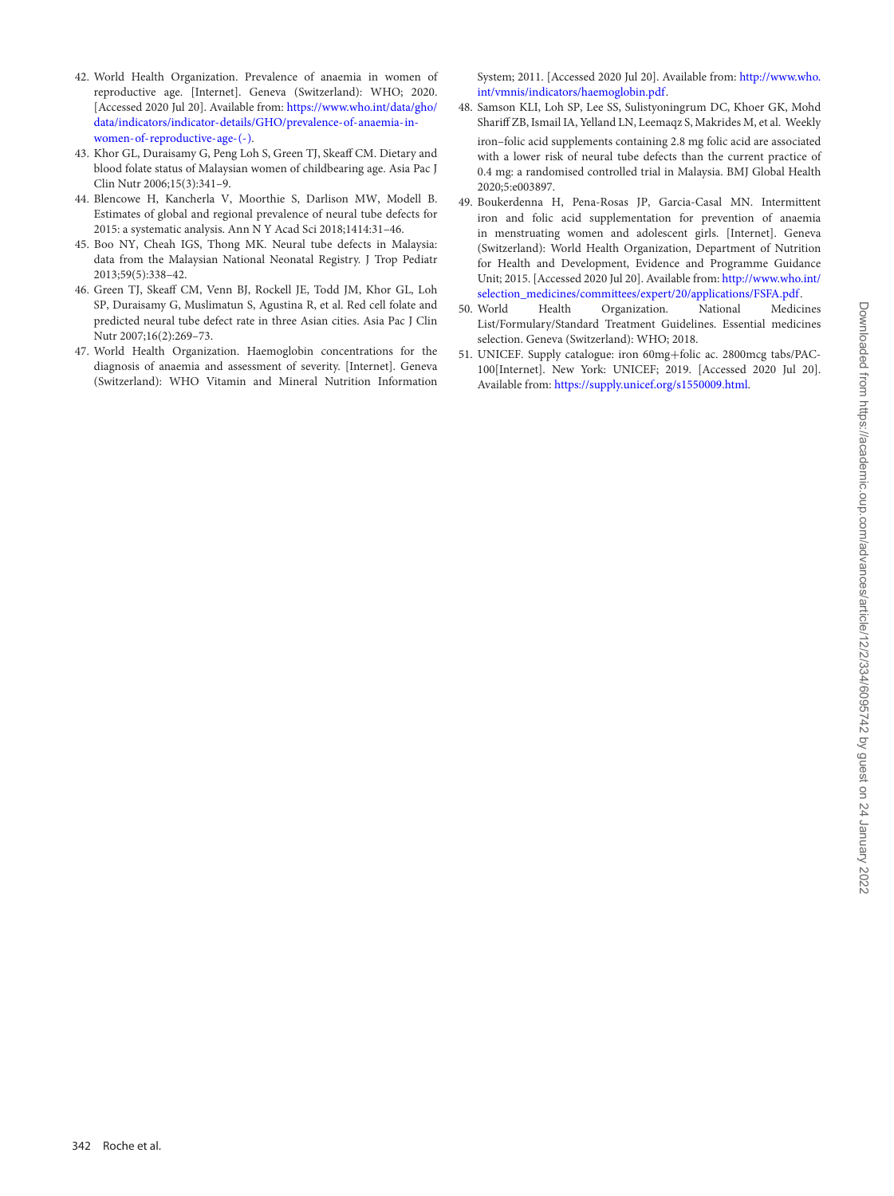42. World Health Organization. Prevalence of anaemia in women of reproductive age. [Internet]. Geneva (Switzerland): WHO; 2020. [Accessed 2020 Jul 20]. Available from: https://www.who.int/data/gho/data/indicators/indicator-details/GHO/prevalence-of-anaemia-in-women-of-reproductive-age-(-).
43. Khor GL, Duraisamy G, Peng Loh S, Green TJ, Skeaff CM. Dietary and blood folate status of Malaysian women of childbearing age. Asia Pac J Clin Nutr 2006;15(3):341–9.
44. Blencowe H, Kancherla V, Moorthie S, Darlison MW, Modell B. Estimates of global and regional prevalence of neural tube defects for 2015: a systematic analysis. Ann N Y Acad Sci 2018;1414:31–46.
45. Boo NY, Cheah IGS, Thong MK. Neural tube defects in Malaysia: data from the Malaysian National Neonatal Registry. J Trop Pediatr 2013;59(5):338–42.
46. Green TJ, Skeaff CM, Venn BJ, Rockell JE, Todd JM, Khor GL, Loh SP, Duraisamy G, Muslimatun S, Agustina R, et al. Red cell folate and predicted neural tube defect rate in three Asian cities. Asia Pac J Clin Nutr 2007;16(2):269–73.
47. World Health Organization. Haemoglobin concentrations for the diagnosis of anaemia and assessment of severity. [Internet]. Geneva (Switzerland): WHO Vitamin and Mineral Nutrition Information System; 2011. [Accessed 2020 Jul 20]. Available from: http://www.who.int/vmnis/indicators/haemoglobin.pdf.
48. Samson KLI, Loh SP, Lee SS, Sulistyoningrum DC, Khoer GK, Mohd Shariff ZB, Ismail IA, Yelland LN, Leemaqz S, Makrides M, et al. Weekly iron–folic acid supplements containing 2.8 mg folic acid are associated with a lower risk of neural tube defects than the current practice of 0.4 mg: a randomised controlled trial in Malaysia. BMJ Global Health 2020;5:e003897.
49. Boukerdenna H, Pena-Rosas JP, Garcia-Casal MN. Intermittent iron and folic acid supplementation for prevention of anaemia in menstruating women and adolescent girls. [Internet]. Geneva (Switzerland): World Health Organization, Department of Nutrition for Health and Development, Evidence and Programme Guidance Unit; 2015. [Accessed 2020 Jul 20]. Available from: http://www.who.int/selection_medicines/committees/expert/20/applications/FSFA.pdf.
50. World Health Organization. National Medicines List/Formulary/Standard Treatment Guidelines. Essential medicines selection. Geneva (Switzerland): WHO; 2018.
51. UNICEF. Supply catalogue: iron 60mg+folic ac. 2800mcg tabs/PAC-100[Internet]. New York: UNICEF; 2019. [Accessed 2020 Jul 20]. Available from: https://supply.unicef.org/s1550009.html.